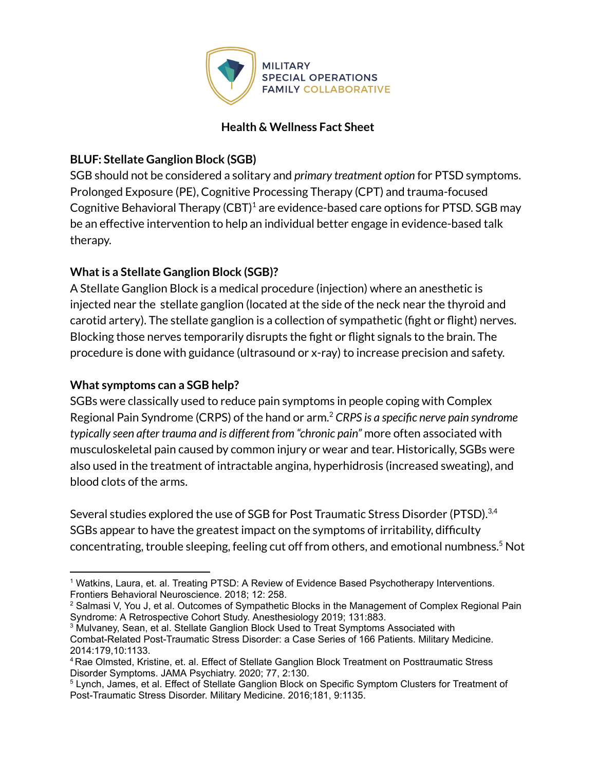MILITARY SPECIAL OPERATIONS FAMILY COLLABORATIVE

## Health & Wellness Fact Sheet

### BLUF: Stellate Ganglion Block (SGB)

SGB should not be considered a solitary and *primary treatment option* for PTSD symptoms. Prolonged Exposure (PE), Cognitive Processing Therapy (CPT) and trauma-focused Cognitive Behavioral Therapy (CBT)[1] are evidence-based care options for PTSD. SGB may be an effective intervention to help an individual better engage in evidence-based talk therapy.

### What is a Stellate Ganglion Block (SGB)?

A Stellate Ganglion Block is a medical procedure (injection) where an anesthetic is injected near the stellate ganglion (located at the side of the neck near the thyroid and carotid artery). The stellate ganglion is a collection of sympathetic (fight or flight) nerves. Blocking those nerves temporarily disrupts the fight or flight signals to the brain. The procedure is done with guidance (ultrasound or x-ray) to increase precision and safety.

### What symptoms can a SGB help?

SGBs were classically used to reduce pain symptoms in people coping with Complex Regional Pain Syndrome (CRPS) of the hand or arm.[2] *CRPS is a specific nerve pain syndrome typically seen after trauma and is different from "chronic pain"* more often associated with musculoskeletal pain caused by common injury or wear and tear. Historically, SGBs were also used in the treatment of intractable angina, hyperhidrosis (increased sweating), and blood clots of the arms.

Several studies explored the use of SGB for Post Traumatic Stress Disorder (PTSD).[3,4] SGBs appear to have the greatest impact on the symptoms of irritability, difficulty concentrating, trouble sleeping, feeling cut off from others, and emotional numbness.[5] Not

---

[1] Watkins, Laura, et. al. Treating PTSD: A Review of Evidence Based Psychotherapy Interventions. Frontiers Behavioral Neuroscience. 2018; 12: 258.

[2] Salmasi V, You J, et al. Outcomes of Sympathetic Blocks in the Management of Complex Regional Pain Syndrome: A Retrospective Cohort Study. Anesthesiology 2019; 131:883.

[3] Mulvaney, Sean, et al. Stellate Ganglion Block Used to Treat Symptoms Associated with Combat-Related Post-Traumatic Stress Disorder: a Case Series of 166 Patients. Military Medicine. 2014:179,10:1133.

[4] Rae Olmsted, Kristine, et. al. Effect of Stellate Ganglion Block Treatment on Posttraumatic Stress Disorder Symptoms. JAMA Psychiatry. 2020; 77, 2:130.

[5] Lynch, James, et al. Effect of Stellate Ganglion Block on Specific Symptom Clusters for Treatment of Post-Traumatic Stress Disorder. Military Medicine. 2016;181, 9:1135.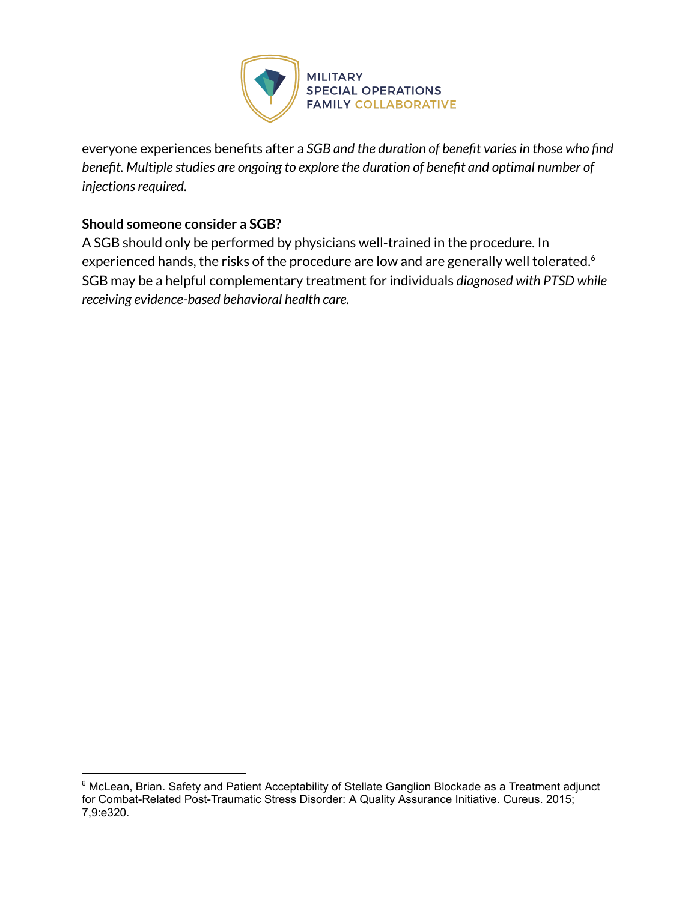everyone experiences benefits after a *SGB and the duration of benefit varies in those who find benefit. Multiple studies are ongoing to explore the duration of benefit and optimal number of injections required.*

**Should someone consider a SGB?**

A SGB should only be performed by physicians well-trained in the procedure. In experienced hands, the risks of the procedure are low and are generally well tolerated.[6] SGB may be a helpful complementary treatment for individuals *diagnosed with PTSD while receiving evidence-based behavioral health care.*

[6] McLean, Brian. Safety and Patient Acceptability of Stellate Ganglion Blockade as a Treatment adjunct for Combat-Related Post-Traumatic Stress Disorder: A Quality Assurance Initiative. Cureus. 2015; 7,9:e320.